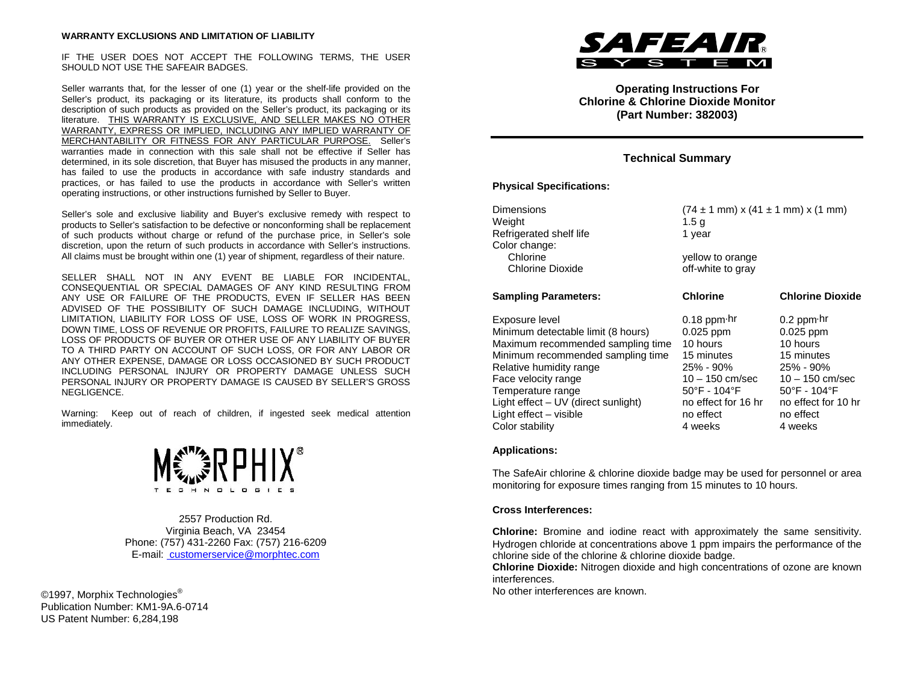**WARRANTY EXCLUSIONS AND LIMITATION OF LIABILITY**

IF THE USER DOES NOT ACCEPT THE FOLLOWING TERMS, THE USER SHOULD NOT USE THE SAFEAIR BADGES.

Seller warrants that, for the lesser of one (1) year or the shelf-life provided on the Seller's product, its packaging or its literature, its products shall conform to the description of such products as provided on the Seller's product, its packaging or its literature. THIS WARRANTY IS EXCLUSIVE, AND SELLER MAKES NO OTHER WARRANTY, EXPRESS OR IMPLIED, INCLUDING ANY IMPLIED WARRANTY OF MERCHANTABILITY OR FITNESS FOR ANY PARTICULAR PURPOSE. Seller's warranties made in connection with this sale shall not be effective if Seller has determined, in its sole discretion, that Buyer has misused the products in any manner, has failed to use the products in accordance with safe industry standards and practices, or has failed to use the products in accordance with Seller's written operating instructions, or other instructions furnished by Seller to Buyer.

Seller's sole and exclusive liability and Buyer's exclusive remedy with respect to products to Seller's satisfaction to be defective or nonconforming shall be replacement of such products without charge or refund of the purchase price, in Seller's sole discretion, upon the return of such products in accordance with Seller's instructions. All claims must be brought within one (1) year of shipment, regardless of their nature.

SELLER SHALL NOT IN ANY EVENT BE LIABLE FOR INCIDENTAL, CONSEQUENTIAL OR SPECIAL DAMAGES OF ANY KIND RESULTING FROM ANY USE OR FAILURE OF THE PRODUCTS, EVEN IF SELLER HAS BEEN ADVISED OF THE POSSIBILITY OF SUCH DAMAGE INCLUDING, WITHOUT LIMITATION, LIABILITY FOR LOSS OF USE, LOSS OF WORK IN PROGRESS, DOWN TIME, LOSS OF REVENUE OR PROFITS, FAILURE TO REALIZE SAVINGS, LOSS OF PRODUCTS OF BUYER OR OTHER USE OF ANY LIABILITY OF BUYER TO A THIRD PARTY ON ACCOUNT OF SUCH LOSS, OR FOR ANY LABOR OR ANY OTHER EXPENSE, DAMAGE OR LOSS OCCASIONED BY SUCH PRODUCT INCLUDING PERSONAL INJURY OR PROPERTY DAMAGE UNLESS SUCH PERSONAL INJURY OR PROPERTY DAMAGE IS CAUSED BY SELLER'S GROSS NEGLIGENCE.

Warning: Keep out of reach of children, if ingested seek medical attention immediately.

MORPHIX® TECHNOLOGIES

2557 Production Rd.
Virginia Beach, VA 23454
Phone: (757) 431-2260 Fax: (757) 216-6209
E-mail: customerservice@morphtec.com

©1997, Morphix Technologies®
Publication Number: KM1-9A.6-0714
US Patent Number: 6,284,198

SAFEAIR® SYSTEM

## Operating Instructions For Chlorine & Chlorine Dioxide Monitor (Part Number: 382003)

## Technical Summary

**Physical Specifications:**

| | |
|---|---|
| Dimensions | (74 ± 1 mm) x (41 ± 1 mm) x (1 mm) |
| Weight | 1.5 g |
| Refrigerated shelf life | 1 year |
| Color change: | |
| Chlorine | yellow to orange |
| Chlorine Dioxide | off-white to gray |

| **Sampling Parameters:** | **Chlorine** | **Chlorine Dioxide** |
|---|---|---|
| Exposure level | 0.18 ppm·hr | 0.2 ppm·hr |
| Minimum detectable limit (8 hours) | 0.025 ppm | 0.025 ppm |
| Maximum recommended sampling time | 10 hours | 10 hours |
| Minimum recommended sampling time | 15 minutes | 15 minutes |
| Relative humidity range | 25% - 90% | 25% - 90% |
| Face velocity range | 10 – 150 cm/sec | 10 – 150 cm/sec |
| Temperature range | 50°F - 104°F | 50°F - 104°F |
| Light effect – UV (direct sunlight) | no effect for 16 hr | no effect for 10 hr |
| Light effect – visible | no effect | no effect |
| Color stability | 4 weeks | 4 weeks |

**Applications:**

The SafeAir chlorine & chlorine dioxide badge may be used for personnel or area monitoring for exposure times ranging from 15 minutes to 10 hours.

**Cross Interferences:**

**Chlorine:** Bromine and iodine react with approximately the same sensitivity. Hydrogen chloride at concentrations above 1 ppm impairs the performance of the chlorine side of the chlorine & chlorine dioxide badge.
**Chlorine Dioxide:** Nitrogen dioxide and high concentrations of ozone are known interferences.
No other interferences are known.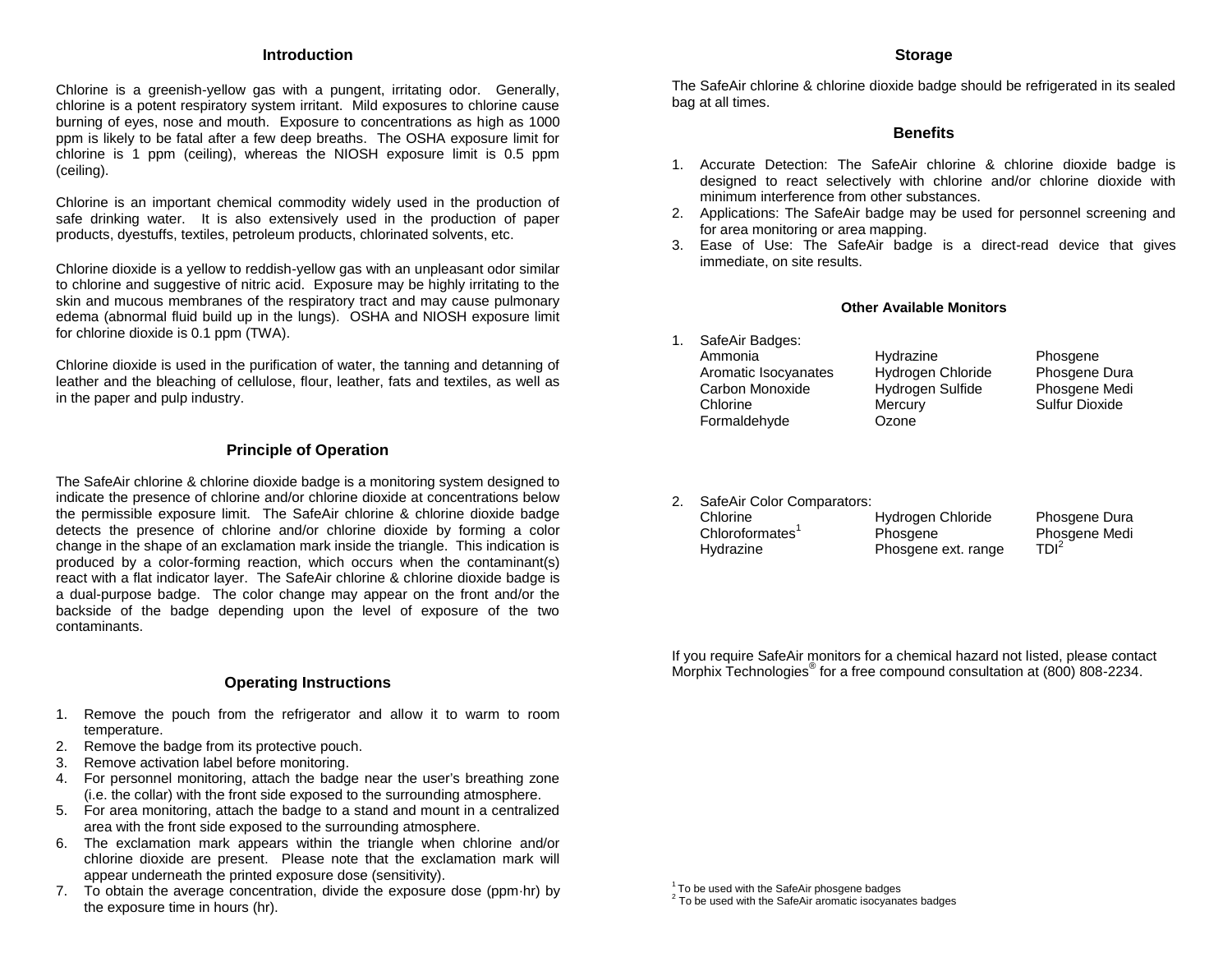## Introduction

Chlorine is a greenish-yellow gas with a pungent, irritating odor. Generally, chlorine is a potent respiratory system irritant. Mild exposures to chlorine cause burning of eyes, nose and mouth. Exposure to concentrations as high as 1000 ppm is likely to be fatal after a few deep breaths. The OSHA exposure limit for chlorine is 1 ppm (ceiling), whereas the NIOSH exposure limit is 0.5 ppm (ceiling).

Chlorine is an important chemical commodity widely used in the production of safe drinking water. It is also extensively used in the production of paper products, dyestuffs, textiles, petroleum products, chlorinated solvents, etc.

Chlorine dioxide is a yellow to reddish-yellow gas with an unpleasant odor similar to chlorine and suggestive of nitric acid. Exposure may be highly irritating to the skin and mucous membranes of the respiratory tract and may cause pulmonary edema (abnormal fluid build up in the lungs). OSHA and NIOSH exposure limit for chlorine dioxide is 0.1 ppm (TWA).

Chlorine dioxide is used in the purification of water, the tanning and detanning of leather and the bleaching of cellulose, flour, leather, fats and textiles, as well as in the paper and pulp industry.

## Principle of Operation

The SafeAir chlorine & chlorine dioxide badge is a monitoring system designed to indicate the presence of chlorine and/or chlorine dioxide at concentrations below the permissible exposure limit. The SafeAir chlorine & chlorine dioxide badge detects the presence of chlorine and/or chlorine dioxide by forming a color change in the shape of an exclamation mark inside the triangle. This indication is produced by a color-forming reaction, which occurs when the contaminant(s) react with a flat indicator layer. The SafeAir chlorine & chlorine dioxide badge is a dual-purpose badge. The color change may appear on the front and/or the backside of the badge depending upon the level of exposure of the two contaminants.

## Operating Instructions

1. Remove the pouch from the refrigerator and allow it to warm to room temperature.
2. Remove the badge from its protective pouch.
3. Remove activation label before monitoring.
4. For personnel monitoring, attach the badge near the user's breathing zone (i.e. the collar) with the front side exposed to the surrounding atmosphere.
5. For area monitoring, attach the badge to a stand and mount in a centralized area with the front side exposed to the surrounding atmosphere.
6. The exclamation mark appears within the triangle when chlorine and/or chlorine dioxide are present. Please note that the exclamation mark will appear underneath the printed exposure dose (sensitivity).
7. To obtain the average concentration, divide the exposure dose (ppm·hr) by the exposure time in hours (hr).

## Storage

The SafeAir chlorine & chlorine dioxide badge should be refrigerated in its sealed bag at all times.

## Benefits

1. Accurate Detection: The SafeAir chlorine & chlorine dioxide badge is designed to react selectively with chlorine and/or chlorine dioxide with minimum interference from other substances.
2. Applications: The SafeAir badge may be used for personnel screening and for area monitoring or area mapping.
3. Ease of Use: The SafeAir badge is a direct-read device that gives immediate, on site results.

### Other Available Monitors

1. SafeAir Badges:

| | | |
|---|---|---|
| Ammonia | Hydrazine | Phosgene |
| Aromatic Isocyanates | Hydrogen Chloride | Phosgene Dura |
| Carbon Monoxide | Hydrogen Sulfide | Phosgene Medi |
| Chlorine | Mercury | Sulfur Dioxide |
| Formaldehyde | Ozone | |

2. SafeAir Color Comparators:

| | | |
|---|---|---|
| Chlorine | Hydrogen Chloride | Phosgene Dura |
| Chloroformates[1] | Phosgene | Phosgene Medi |
| Hydrazine | Phosgene ext. range | TDI[2] |

If you require SafeAir monitors for a chemical hazard not listed, please contact Morphix Technologies® for a free compound consultation at (800) 808-2234.

[1] To be used with the SafeAir phosgene badges
[2] To be used with the SafeAir aromatic isocyanates badges